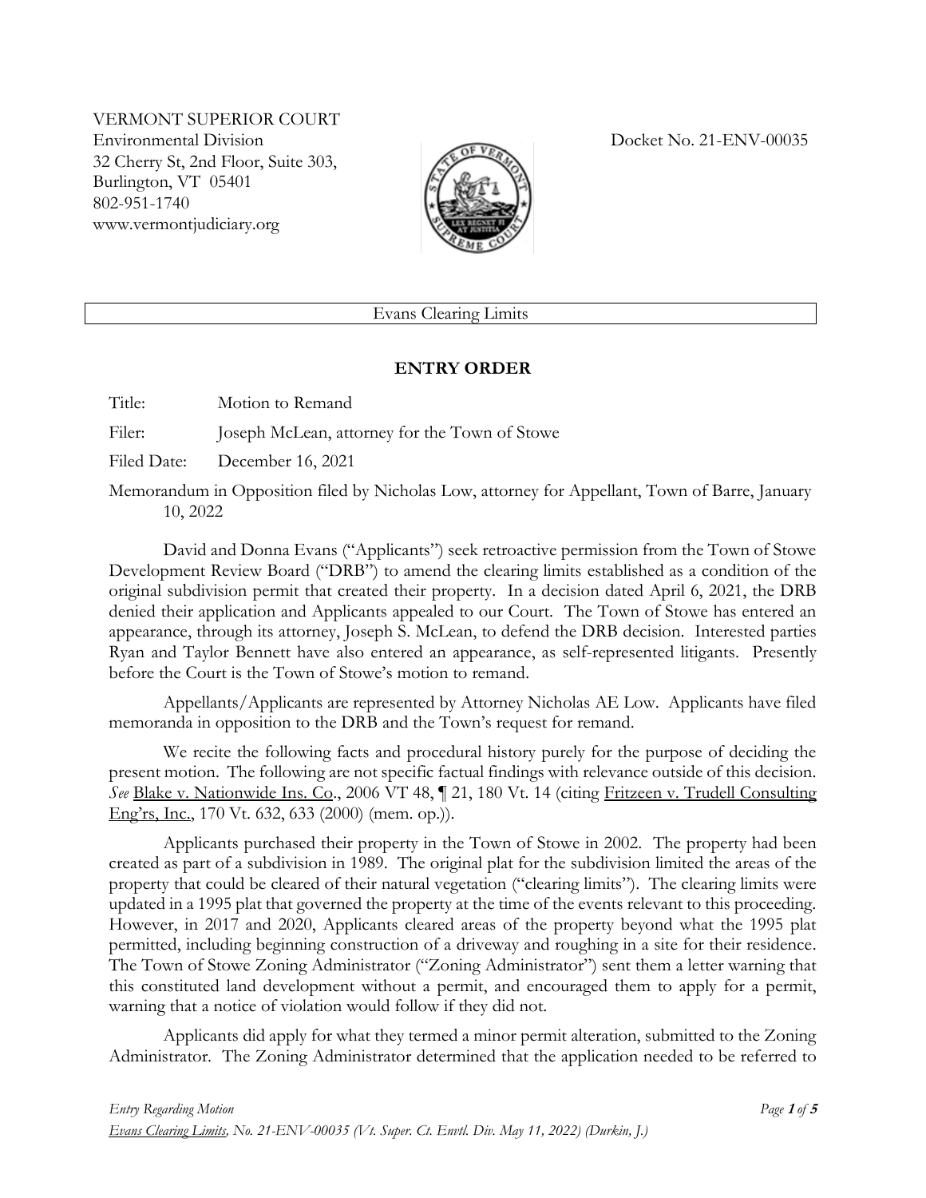VERMONT SUPERIOR COURT
Environmental Division
32 Cherry St, 2nd Floor, Suite 303,
Burlington, VT 05401
802-951-1740
www.vermontjudiciary.org

Docket No. 21-ENV-00035

Evans Clearing Limits

## ENTRY ORDER

Title: Motion to Remand

Filer: Joseph McLean, attorney for the Town of Stowe

Filed Date: December 16, 2021

Memorandum in Opposition filed by Nicholas Low, attorney for Appellant, Town of Barre, January 10, 2022

David and Donna Evans ("Applicants") seek retroactive permission from the Town of Stowe Development Review Board ("DRB") to amend the clearing limits established as a condition of the original subdivision permit that created their property. In a decision dated April 6, 2021, the DRB denied their application and Applicants appealed to our Court. The Town of Stowe has entered an appearance, through its attorney, Joseph S. McLean, to defend the DRB decision. Interested parties Ryan and Taylor Bennett have also entered an appearance, as self-represented litigants. Presently before the Court is the Town of Stowe's motion to remand.

Appellants/Applicants are represented by Attorney Nicholas AE Low. Applicants have filed memoranda in opposition to the DRB and the Town's request for remand.

We recite the following facts and procedural history purely for the purpose of deciding the present motion. The following are not specific factual findings with relevance outside of this decision. *See* Blake v. Nationwide Ins. Co., 2006 VT 48, ¶ 21, 180 Vt. 14 (citing Fritzeen v. Trudell Consulting Eng'rs, Inc., 170 Vt. 632, 633 (2000) (mem. op.)).

Applicants purchased their property in the Town of Stowe in 2002. The property had been created as part of a subdivision in 1989. The original plat for the subdivision limited the areas of the property that could be cleared of their natural vegetation ("clearing limits"). The clearing limits were updated in a 1995 plat that governed the property at the time of the events relevant to this proceeding. However, in 2017 and 2020, Applicants cleared areas of the property beyond what the 1995 plat permitted, including beginning construction of a driveway and roughing in a site for their residence. The Town of Stowe Zoning Administrator ("Zoning Administrator") sent them a letter warning that this constituted land development without a permit, and encouraged them to apply for a permit, warning that a notice of violation would follow if they did not.

Applicants did apply for what they termed a minor permit alteration, submitted to the Zoning Administrator. The Zoning Administrator determined that the application needed to be referred to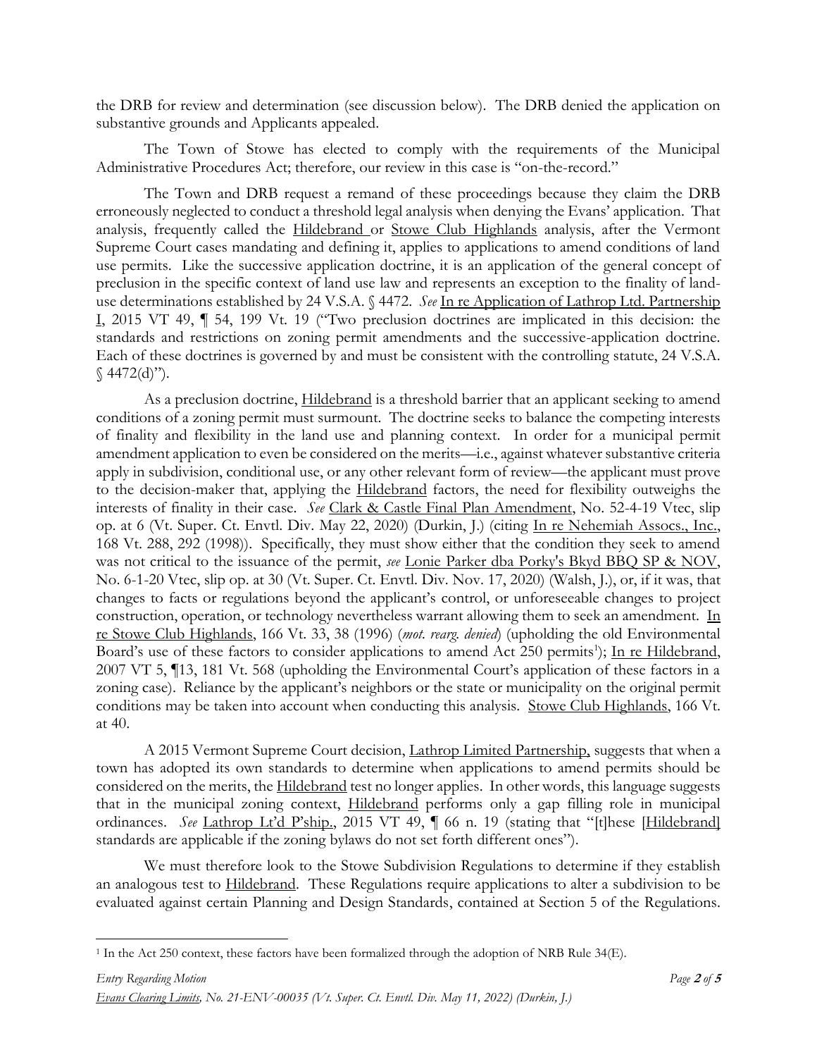the DRB for review and determination (see discussion below). The DRB denied the application on substantive grounds and Applicants appealed.

The Town of Stowe has elected to comply with the requirements of the Municipal Administrative Procedures Act; therefore, our review in this case is "on-the-record."

The Town and DRB request a remand of these proceedings because they claim the DRB erroneously neglected to conduct a threshold legal analysis when denying the Evans' application. That analysis, frequently called the Hildebrand or Stowe Club Highlands analysis, after the Vermont Supreme Court cases mandating and defining it, applies to applications to amend conditions of land use permits. Like the successive application doctrine, it is an application of the general concept of preclusion in the specific context of land use law and represents an exception to the finality of land-use determinations established by 24 V.S.A. § 4472. *See* In re Application of Lathrop Ltd. Partnership I, 2015 VT 49, ¶ 54, 199 Vt. 19 ("Two preclusion doctrines are implicated in this decision: the standards and restrictions on zoning permit amendments and the successive-application doctrine. Each of these doctrines is governed by and must be consistent with the controlling statute, 24 V.S.A. § 4472(d)").

As a preclusion doctrine, Hildebrand is a threshold barrier that an applicant seeking to amend conditions of a zoning permit must surmount. The doctrine seeks to balance the competing interests of finality and flexibility in the land use and planning context. In order for a municipal permit amendment application to even be considered on the merits—i.e., against whatever substantive criteria apply in subdivision, conditional use, or any other relevant form of review—the applicant must prove to the decision-maker that, applying the Hildebrand factors, the need for flexibility outweighs the interests of finality in their case. *See* Clark & Castle Final Plan Amendment, No. 52-4-19 Vtec, slip op. at 6 (Vt. Super. Ct. Envtl. Div. May 22, 2020) (Durkin, J.) (citing In re Nehemiah Assocs., Inc., 168 Vt. 288, 292 (1998)). Specifically, they must show either that the condition they seek to amend was not critical to the issuance of the permit, *see* Lonie Parker dba Porky's Bkyd BBQ SP & NOV, No. 6-1-20 Vtec, slip op. at 30 (Vt. Super. Ct. Envtl. Div. Nov. 17, 2020) (Walsh, J.), or, if it was, that changes to facts or regulations beyond the applicant's control, or unforeseeable changes to project construction, operation, or technology nevertheless warrant allowing them to seek an amendment. In re Stowe Club Highlands, 166 Vt. 33, 38 (1996) (*mot. rearg. denied*) (upholding the old Environmental Board's use of these factors to consider applications to amend Act 250 permits[1]); In re Hildebrand, 2007 VT 5, ¶13, 181 Vt. 568 (upholding the Environmental Court's application of these factors in a zoning case). Reliance by the applicant's neighbors or the state or municipality on the original permit conditions may be taken into account when conducting this analysis. Stowe Club Highlands, 166 Vt. at 40.

A 2015 Vermont Supreme Court decision, Lathrop Limited Partnership, suggests that when a town has adopted its own standards to determine when applications to amend permits should be considered on the merits, the Hildebrand test no longer applies. In other words, this language suggests that in the municipal zoning context, Hildebrand performs only a gap filling role in municipal ordinances. *See* Lathrop Lt'd P'ship., 2015 VT 49, ¶ 66 n. 19 (stating that "[t]hese [Hildebrand] standards are applicable if the zoning bylaws do not set forth different ones").

We must therefore look to the Stowe Subdivision Regulations to determine if they establish an analogous test to Hildebrand. These Regulations require applications to alter a subdivision to be evaluated against certain Planning and Design Standards, contained at Section 5 of the Regulations.

[1] In the Act 250 context, these factors have been formalized through the adoption of NRB Rule 34(E).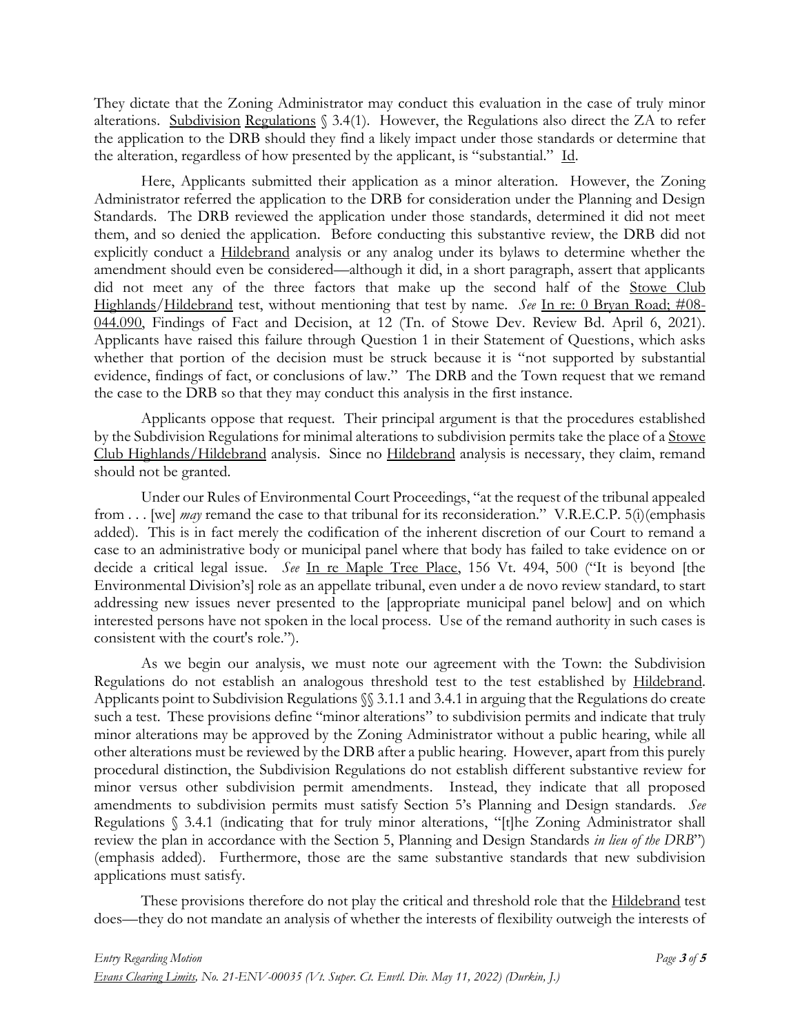They dictate that the Zoning Administrator may conduct this evaluation in the case of truly minor alterations. Subdivision Regulations § 3.4(1). However, the Regulations also direct the ZA to refer the application to the DRB should they find a likely impact under those standards or determine that the alteration, regardless of how presented by the applicant, is "substantial." Id.

Here, Applicants submitted their application as a minor alteration. However, the Zoning Administrator referred the application to the DRB for consideration under the Planning and Design Standards. The DRB reviewed the application under those standards, determined it did not meet them, and so denied the application. Before conducting this substantive review, the DRB did not explicitly conduct a Hildebrand analysis or any analog under its bylaws to determine whether the amendment should even be considered—although it did, in a short paragraph, assert that applicants did not meet any of the three factors that make up the second half of the Stowe Club Highlands/Hildebrand test, without mentioning that test by name. *See* In re: 0 Bryan Road; #08-044.090, Findings of Fact and Decision, at 12 (Tn. of Stowe Dev. Review Bd. April 6, 2021). Applicants have raised this failure through Question 1 in their Statement of Questions, which asks whether that portion of the decision must be struck because it is "not supported by substantial evidence, findings of fact, or conclusions of law." The DRB and the Town request that we remand the case to the DRB so that they may conduct this analysis in the first instance.

Applicants oppose that request. Their principal argument is that the procedures established by the Subdivision Regulations for minimal alterations to subdivision permits take the place of a Stowe Club Highlands/Hildebrand analysis. Since no Hildebrand analysis is necessary, they claim, remand should not be granted.

Under our Rules of Environmental Court Proceedings, "at the request of the tribunal appealed from . . . [we] *may* remand the case to that tribunal for its reconsideration." V.R.E.C.P. 5(i)(emphasis added). This is in fact merely the codification of the inherent discretion of our Court to remand a case to an administrative body or municipal panel where that body has failed to take evidence on or decide a critical legal issue. *See* In re Maple Tree Place, 156 Vt. 494, 500 ("It is beyond [the Environmental Division's] role as an appellate tribunal, even under a de novo review standard, to start addressing new issues never presented to the [appropriate municipal panel below] and on which interested persons have not spoken in the local process. Use of the remand authority in such cases is consistent with the court's role.").

As we begin our analysis, we must note our agreement with the Town: the Subdivision Regulations do not establish an analogous threshold test to the test established by Hildebrand. Applicants point to Subdivision Regulations §§ 3.1.1 and 3.4.1 in arguing that the Regulations do create such a test. These provisions define "minor alterations" to subdivision permits and indicate that truly minor alterations may be approved by the Zoning Administrator without a public hearing, while all other alterations must be reviewed by the DRB after a public hearing. However, apart from this purely procedural distinction, the Subdivision Regulations do not establish different substantive review for minor versus other subdivision permit amendments. Instead, they indicate that all proposed amendments to subdivision permits must satisfy Section 5's Planning and Design standards. *See* Regulations § 3.4.1 (indicating that for truly minor alterations, "[t]he Zoning Administrator shall review the plan in accordance with the Section 5, Planning and Design Standards *in lieu of the DRB*") (emphasis added). Furthermore, those are the same substantive standards that new subdivision applications must satisfy.

These provisions therefore do not play the critical and threshold role that the Hildebrand test does—they do not mandate an analysis of whether the interests of flexibility outweigh the interests of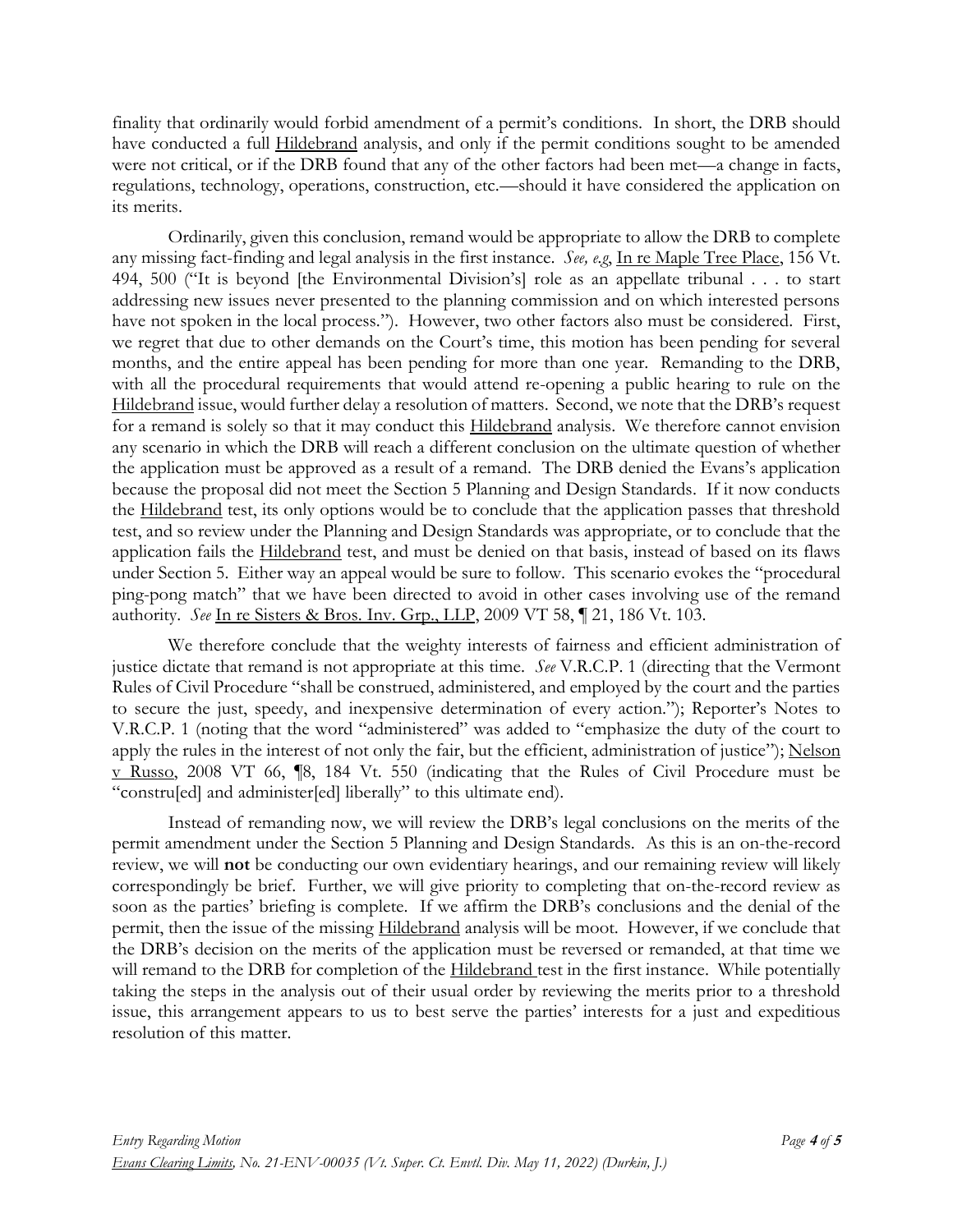finality that ordinarily would forbid amendment of a permit's conditions. In short, the DRB should have conducted a full Hildebrand analysis, and only if the permit conditions sought to be amended were not critical, or if the DRB found that any of the other factors had been met—a change in facts, regulations, technology, operations, construction, etc.—should it have considered the application on its merits.

Ordinarily, given this conclusion, remand would be appropriate to allow the DRB to complete any missing fact-finding and legal analysis in the first instance. *See, e.g*, In re Maple Tree Place, 156 Vt. 494, 500 ("It is beyond [the Environmental Division's] role as an appellate tribunal . . . to start addressing new issues never presented to the planning commission and on which interested persons have not spoken in the local process."). However, two other factors also must be considered. First, we regret that due to other demands on the Court's time, this motion has been pending for several months, and the entire appeal has been pending for more than one year. Remanding to the DRB, with all the procedural requirements that would attend re-opening a public hearing to rule on the Hildebrand issue, would further delay a resolution of matters. Second, we note that the DRB's request for a remand is solely so that it may conduct this Hildebrand analysis. We therefore cannot envision any scenario in which the DRB will reach a different conclusion on the ultimate question of whether the application must be approved as a result of a remand. The DRB denied the Evans's application because the proposal did not meet the Section 5 Planning and Design Standards. If it now conducts the Hildebrand test, its only options would be to conclude that the application passes that threshold test, and so review under the Planning and Design Standards was appropriate, or to conclude that the application fails the Hildebrand test, and must be denied on that basis, instead of based on its flaws under Section 5. Either way an appeal would be sure to follow. This scenario evokes the "procedural ping-pong match" that we have been directed to avoid in other cases involving use of the remand authority. *See* In re Sisters & Bros. Inv. Grp., LLP, 2009 VT 58, ¶ 21, 186 Vt. 103.

We therefore conclude that the weighty interests of fairness and efficient administration of justice dictate that remand is not appropriate at this time. *See* V.R.C.P. 1 (directing that the Vermont Rules of Civil Procedure "shall be construed, administered, and employed by the court and the parties to secure the just, speedy, and inexpensive determination of every action."); Reporter's Notes to V.R.C.P. 1 (noting that the word "administered" was added to "emphasize the duty of the court to apply the rules in the interest of not only the fair, but the efficient, administration of justice"); Nelson v Russo, 2008 VT 66, ¶8, 184 Vt. 550 (indicating that the Rules of Civil Procedure must be "constru[ed] and administer[ed] liberally" to this ultimate end).

Instead of remanding now, we will review the DRB's legal conclusions on the merits of the permit amendment under the Section 5 Planning and Design Standards. As this is an on-the-record review, we will **not** be conducting our own evidentiary hearings, and our remaining review will likely correspondingly be brief. Further, we will give priority to completing that on-the-record review as soon as the parties' briefing is complete. If we affirm the DRB's conclusions and the denial of the permit, then the issue of the missing Hildebrand analysis will be moot. However, if we conclude that the DRB's decision on the merits of the application must be reversed or remanded, at that time we will remand to the DRB for completion of the Hildebrand test in the first instance. While potentially taking the steps in the analysis out of their usual order by reviewing the merits prior to a threshold issue, this arrangement appears to us to best serve the parties' interests for a just and expeditious resolution of this matter.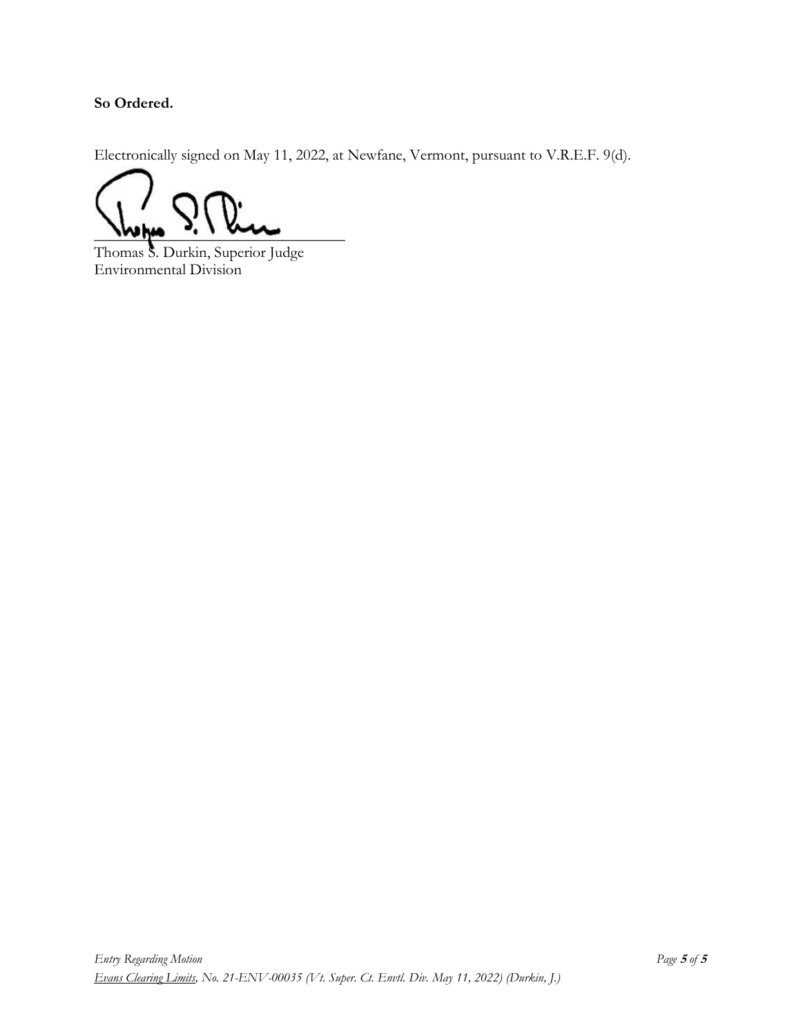**So Ordered.**

Electronically signed on May 11, 2022, at Newfane, Vermont, pursuant to V.R.E.F. 9(d).

_________________________________
Thomas S. Durkin, Superior Judge
Environmental Division